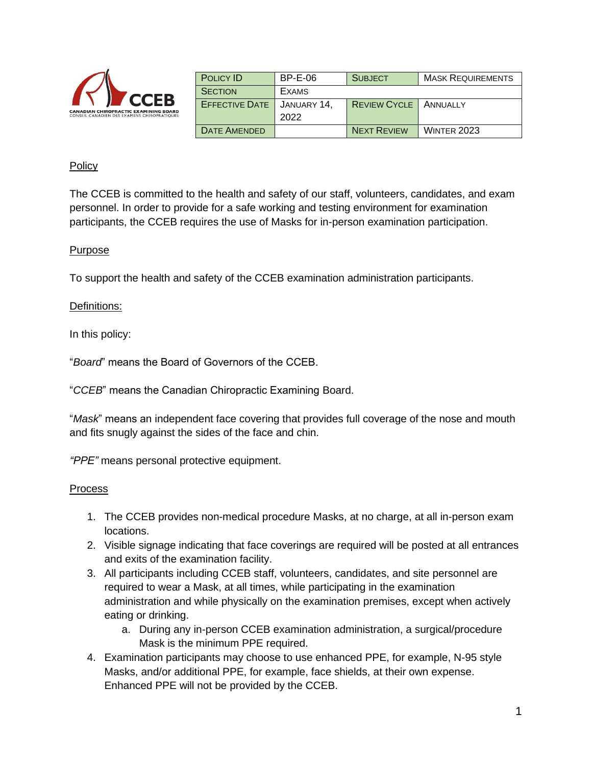CANADIAN CHIROPRACTIC EXAMINING BOARD
CONSEIL CANADIEN DES EXAMENS CHIROPRATIQUES

| Policy ID | BP-E-06 | Subject | Mask Requirements |
| --- | --- | --- | --- |
| Section | Exams | | |
| Effective Date | January 14, 2022 | Review Cycle | Annually |
| Date Amended | | Next Review | Winter 2023 |

## Policy

The CCEB is committed to the health and safety of our staff, volunteers, candidates, and exam personnel. In order to provide for a safe working and testing environment for examination participants, the CCEB requires the use of Masks for in-person examination participation.

## Purpose

To support the health and safety of the CCEB examination administration participants.

## Definitions:

In this policy:

"*Board*" means the Board of Governors of the CCEB.

"*CCEB*" means the Canadian Chiropractic Examining Board.

"*Mask*" means an independent face covering that provides full coverage of the nose and mouth and fits snugly against the sides of the face and chin.

*"PPE"* means personal protective equipment.

## Process

1. The CCEB provides non-medical procedure Masks, at no charge, at all in-person exam locations.
2. Visible signage indicating that face coverings are required will be posted at all entrances and exits of the examination facility.
3. All participants including CCEB staff, volunteers, candidates, and site personnel are required to wear a Mask, at all times, while participating in the examination administration and while physically on the examination premises, except when actively eating or drinking.
   a. During any in-person CCEB examination administration, a surgical/procedure Mask is the minimum PPE required.
4. Examination participants may choose to use enhanced PPE, for example, N-95 style Masks, and/or additional PPE, for example, face shields, at their own expense. Enhanced PPE will not be provided by the CCEB.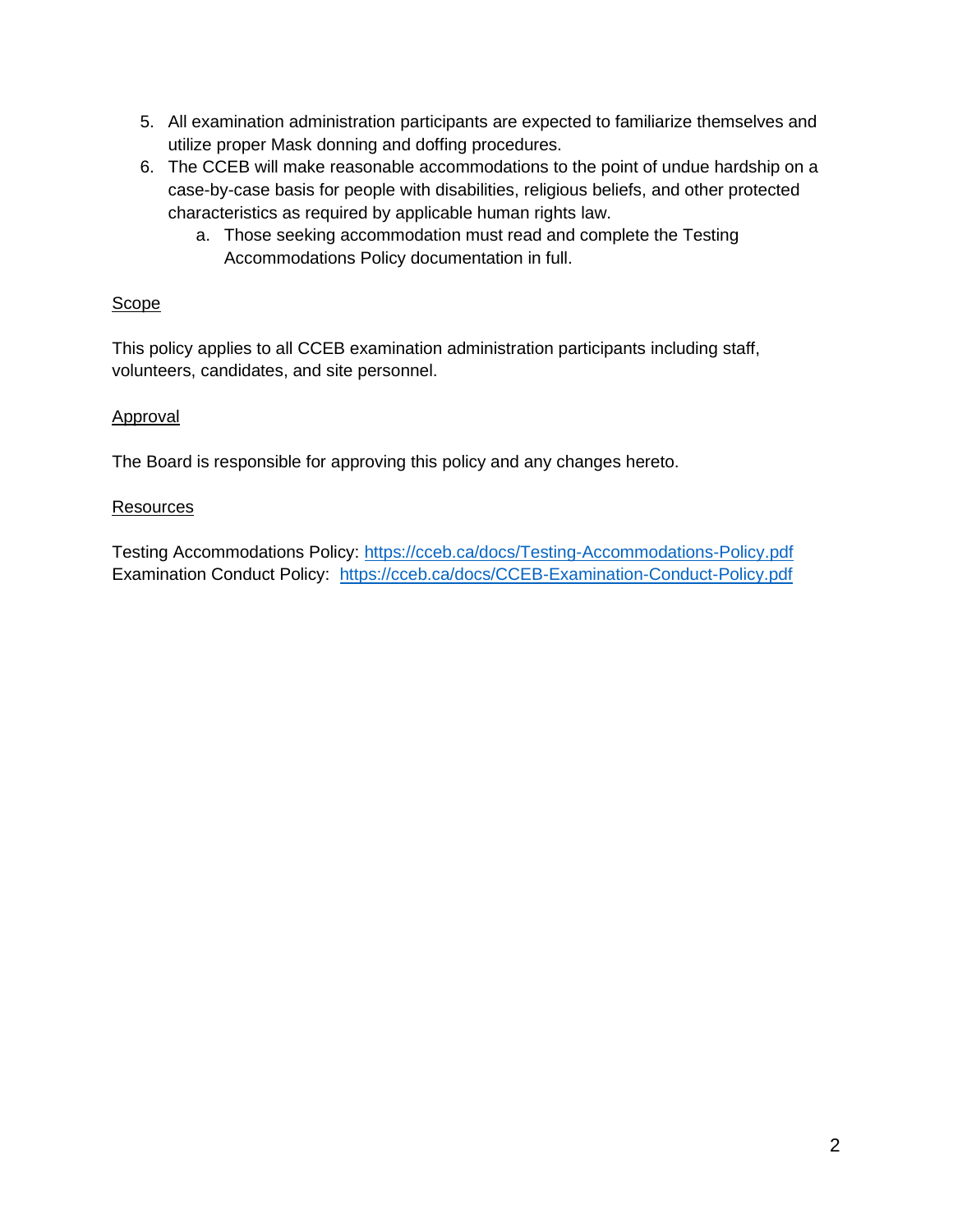5. All examination administration participants are expected to familiarize themselves and utilize proper Mask donning and doffing procedures.
6. The CCEB will make reasonable accommodations to the point of undue hardship on a case-by-case basis for people with disabilities, religious beliefs, and other protected characteristics as required by applicable human rights law.
    a. Those seeking accommodation must read and complete the Testing Accommodations Policy documentation in full.

## Scope

This policy applies to all CCEB examination administration participants including staff, volunteers, candidates, and site personnel.

## Approval

The Board is responsible for approving this policy and any changes hereto.

## Resources

Testing Accommodations Policy: https://cceb.ca/docs/Testing-Accommodations-Policy.pdf
Examination Conduct Policy: https://cceb.ca/docs/CCEB-Examination-Conduct-Policy.pdf